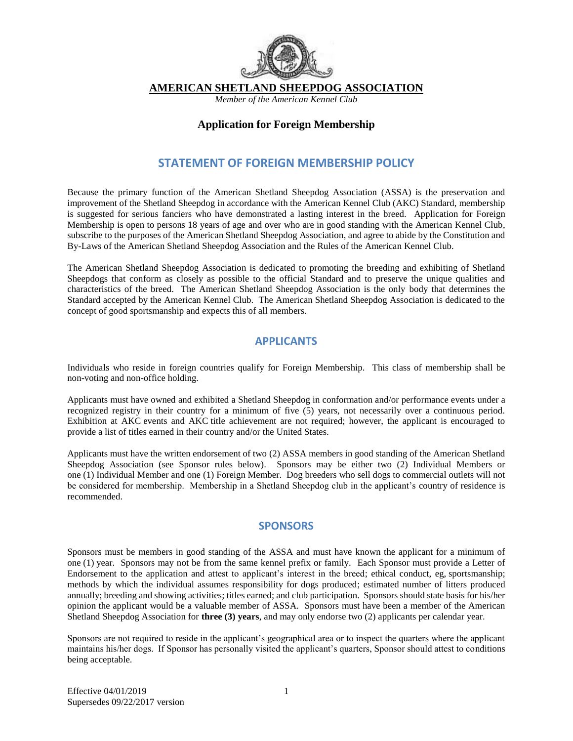# AMERICAN SHETLAND SHEEPDOG ASSOCIATION

*Member of the American Kennel Club*

## Application for Foreign Membership

## STATEMENT OF FOREIGN MEMBERSHIP POLICY

Because the primary function of the American Shetland Sheepdog Association (ASSA) is the preservation and improvement of the Shetland Sheepdog in accordance with the American Kennel Club (AKC) Standard, membership is suggested for serious fanciers who have demonstrated a lasting interest in the breed. Application for Foreign Membership is open to persons 18 years of age and over who are in good standing with the American Kennel Club, subscribe to the purposes of the American Shetland Sheepdog Association, and agree to abide by the Constitution and By-Laws of the American Shetland Sheepdog Association and the Rules of the American Kennel Club.

The American Shetland Sheepdog Association is dedicated to promoting the breeding and exhibiting of Shetland Sheepdogs that conform as closely as possible to the official Standard and to preserve the unique qualities and characteristics of the breed. The American Shetland Sheepdog Association is the only body that determines the Standard accepted by the American Kennel Club. The American Shetland Sheepdog Association is dedicated to the concept of good sportsmanship and expects this of all members.

## APPLICANTS

Individuals who reside in foreign countries qualify for Foreign Membership. This class of membership shall be non-voting and non-office holding.

Applicants must have owned and exhibited a Shetland Sheepdog in conformation and/or performance events under a recognized registry in their country for a minimum of five (5) years, not necessarily over a continuous period. Exhibition at AKC events and AKC title achievement are not required; however, the applicant is encouraged to provide a list of titles earned in their country and/or the United States.

Applicants must have the written endorsement of two (2) ASSA members in good standing of the American Shetland Sheepdog Association (see Sponsor rules below). Sponsors may be either two (2) Individual Members or one (1) Individual Member and one (1) Foreign Member. Dog breeders who sell dogs to commercial outlets will not be considered for membership. Membership in a Shetland Sheepdog club in the applicant's country of residence is recommended.

## SPONSORS

Sponsors must be members in good standing of the ASSA and must have known the applicant for a minimum of one (1) year. Sponsors may not be from the same kennel prefix or family. Each Sponsor must provide a Letter of Endorsement to the application and attest to applicant's interest in the breed; ethical conduct, eg, sportsmanship; methods by which the individual assumes responsibility for dogs produced; estimated number of litters produced annually; breeding and showing activities; titles earned; and club participation. Sponsors should state basis for his/her opinion the applicant would be a valuable member of ASSA. Sponsors must have been a member of the American Shetland Sheepdog Association for **three (3) years**, and may only endorse two (2) applicants per calendar year.

Sponsors are not required to reside in the applicant's geographical area or to inspect the quarters where the applicant maintains his/her dogs. If Sponsor has personally visited the applicant's quarters, Sponsor should attest to conditions being acceptable.

Effective 04/01/2019
Supersedes 09/22/2017 version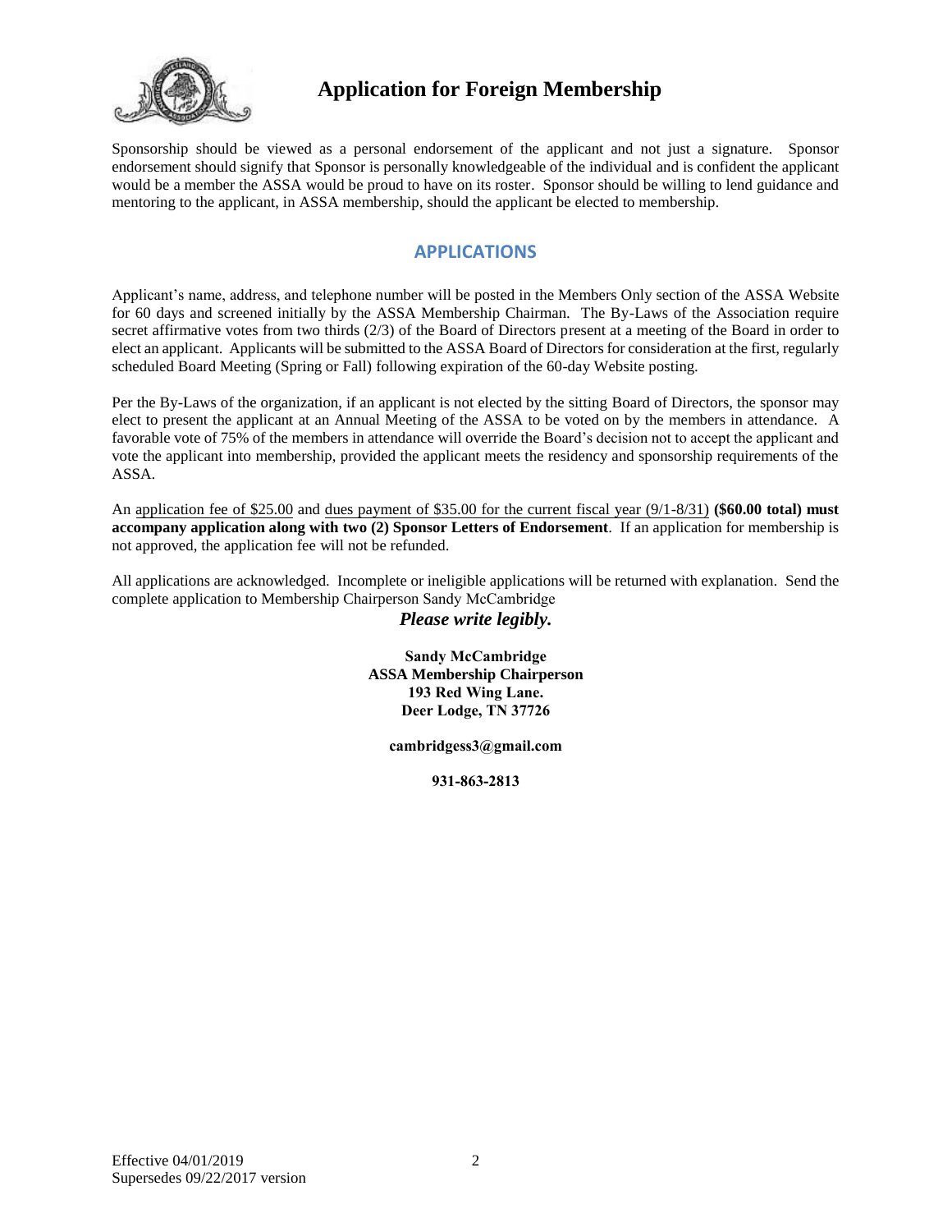# Application for Foreign Membership

Sponsorship should be viewed as a personal endorsement of the applicant and not just a signature. Sponsor endorsement should signify that Sponsor is personally knowledgeable of the individual and is confident the applicant would be a member the ASSA would be proud to have on its roster. Sponsor should be willing to lend guidance and mentoring to the applicant, in ASSA membership, should the applicant be elected to membership.

## APPLICATIONS

Applicant's name, address, and telephone number will be posted in the Members Only section of the ASSA Website for 60 days and screened initially by the ASSA Membership Chairman. The By-Laws of the Association require secret affirmative votes from two thirds (2/3) of the Board of Directors present at a meeting of the Board in order to elect an applicant. Applicants will be submitted to the ASSA Board of Directors for consideration at the first, regularly scheduled Board Meeting (Spring or Fall) following expiration of the 60-day Website posting.

Per the By-Laws of the organization, if an applicant is not elected by the sitting Board of Directors, the sponsor may elect to present the applicant at an Annual Meeting of the ASSA to be voted on by the members in attendance. A favorable vote of 75% of the members in attendance will override the Board's decision not to accept the applicant and vote the applicant into membership, provided the applicant meets the residency and sponsorship requirements of the ASSA.

An application fee of $25.00 and dues payment of $35.00 for the current fiscal year (9/1-8/31) **($60.00 total) must accompany application along with two (2) Sponsor Letters of Endorsement**. If an application for membership is not approved, the application fee will not be refunded.

All applications are acknowledged. Incomplete or ineligible applications will be returned with explanation. Send the complete application to Membership Chairperson Sandy McCambridge

***Please write legibly.***

**Sandy McCambridge**
**ASSA Membership Chairperson**
**193 Red Wing Lane.**
**Deer Lodge, TN 37726**

**cambridgess3@gmail.com**

**931-863-2813**

Effective 04/01/2019
Supersedes 09/22/2017 version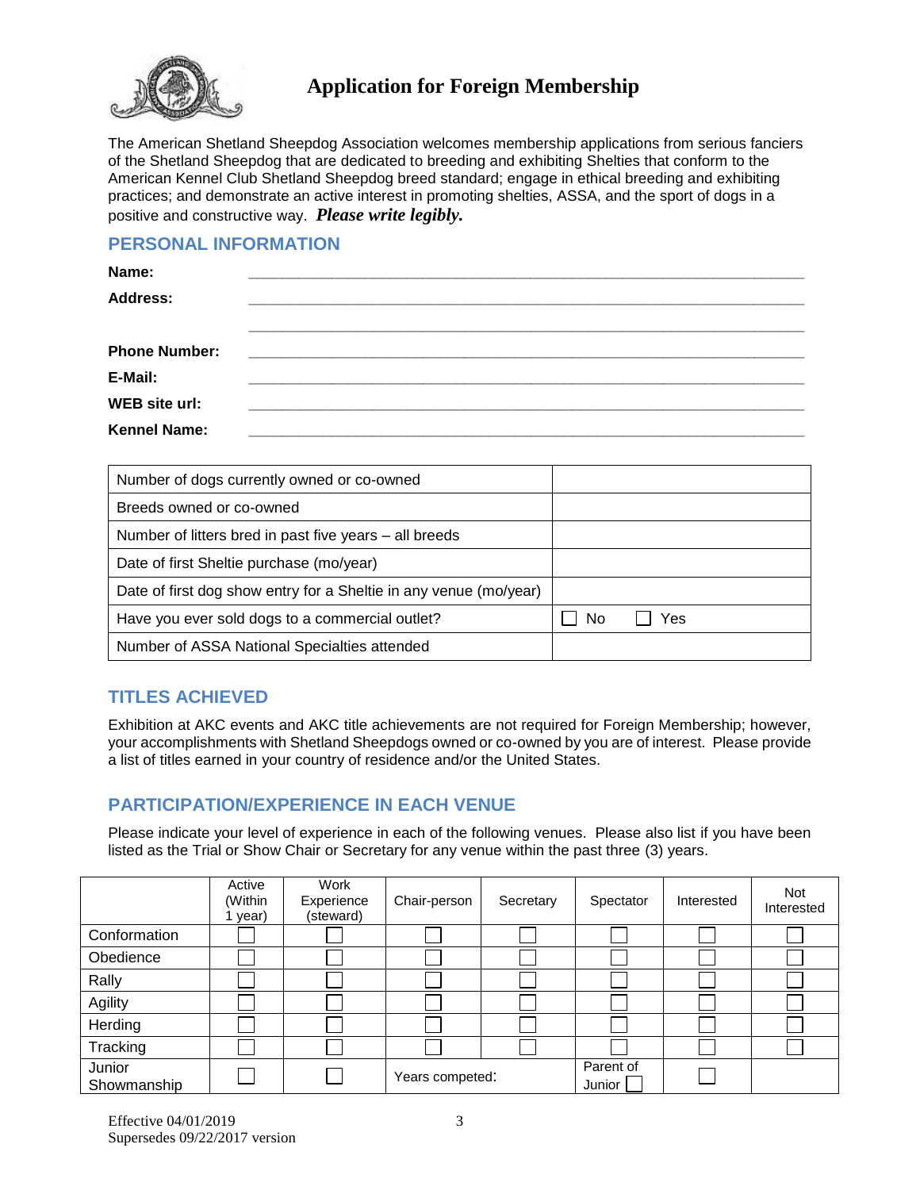# Application for Foreign Membership

The American Shetland Sheepdog Association welcomes membership applications from serious fanciers of the Shetland Sheepdog that are dedicated to breeding and exhibiting Shelties that conform to the American Kennel Club Shetland Sheepdog breed standard; engage in ethical breeding and exhibiting practices; and demonstrate an active interest in promoting shelties, ASSA, and the sport of dogs in a positive and constructive way. ***Please write legibly.***

## PERSONAL INFORMATION

**Name:** ______________________________________________

**Address:** ______________________________________________

______________________________________________

**Phone Number:** ______________________________________________

**E-Mail:** ______________________________________________

**WEB site url:** ______________________________________________

**Kennel Name:** ______________________________________________

| | |
|---|---|
| Number of dogs currently owned or co-owned | |
| Breeds owned or co-owned | |
| Number of litters bred in past five years – all breeds | |
| Date of first Sheltie purchase (mo/year) | |
| Date of first dog show entry for a Sheltie in any venue (mo/year) | |
| Have you ever sold dogs to a commercial outlet? | ☐ No ☐ Yes |
| Number of ASSA National Specialties attended | |

## TITLES ACHIEVED

Exhibition at AKC events and AKC title achievements are not required for Foreign Membership; however, your accomplishments with Shetland Sheepdogs owned or co-owned by you are of interest. Please provide a list of titles earned in your country of residence and/or the United States.

## PARTICIPATION/EXPERIENCE IN EACH VENUE

Please indicate your level of experience in each of the following venues. Please also list if you have been listed as the Trial or Show Chair or Secretary for any venue within the past three (3) years.

| | Active (Within 1 year) | Work Experience (steward) | Chair-person | Secretary | Spectator | Interested | Not Interested |
|---|---|---|---|---|---|---|---|
| Conformation | ☐ | ☐ | ☐ | ☐ | ☐ | ☐ | ☐ |
| Obedience | ☐ | ☐ | ☐ | ☐ | ☐ | ☐ | ☐ |
| Rally | ☐ | ☐ | ☐ | ☐ | ☐ | ☐ | ☐ |
| Agility | ☐ | ☐ | ☐ | ☐ | ☐ | ☐ | ☐ |
| Herding | ☐ | ☐ | ☐ | ☐ | ☐ | ☐ | ☐ |
| Tracking | ☐ | ☐ | ☐ | ☐ | ☐ | ☐ | ☐ |
| Junior Showmanship | ☐ | ☐ | Years competed: | | Parent of Junior ☐ | ☐ | |

Effective 04/01/2019
Supersedes 09/22/2017 version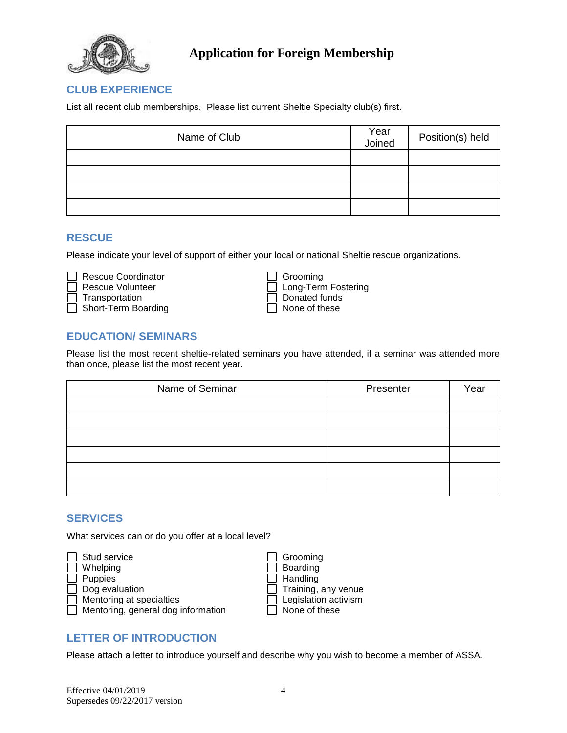# Application for Foreign Membership

## CLUB EXPERIENCE

List all recent club memberships. Please list current Sheltie Specialty club(s) first.

| Name of Club | Year Joined | Position(s) held |
| --- | --- | --- |
| | | |
| | | |
| | | |
| | | |

## RESCUE

Please indicate your level of support of either your local or national Sheltie rescue organizations.

- ☐ Rescue Coordinator
- ☐ Rescue Volunteer
- ☐ Transportation
- ☐ Short-Term Boarding
- ☐ Grooming
- ☐ Long-Term Fostering
- ☐ Donated funds
- ☐ None of these

## EDUCATION/ SEMINARS

Please list the most recent sheltie-related seminars you have attended, if a seminar was attended more than once, please list the most recent year.

| Name of Seminar | Presenter | Year |
| --- | --- | --- |
| | | |
| | | |
| | | |
| | | |
| | | |
| | | |

## SERVICES

What services can or do you offer at a local level?

- ☐ Stud service
- ☐ Whelping
- ☐ Puppies
- ☐ Dog evaluation
- ☐ Mentoring at specialties
- ☐ Mentoring, general dog information
- ☐ Grooming
- ☐ Boarding
- ☐ Handling
- ☐ Training, any venue
- ☐ Legislation activism
- ☐ None of these

## LETTER OF INTRODUCTION

Please attach a letter to introduce yourself and describe why you wish to become a member of ASSA.

Effective 04/01/2019
Supersedes 09/22/2017 version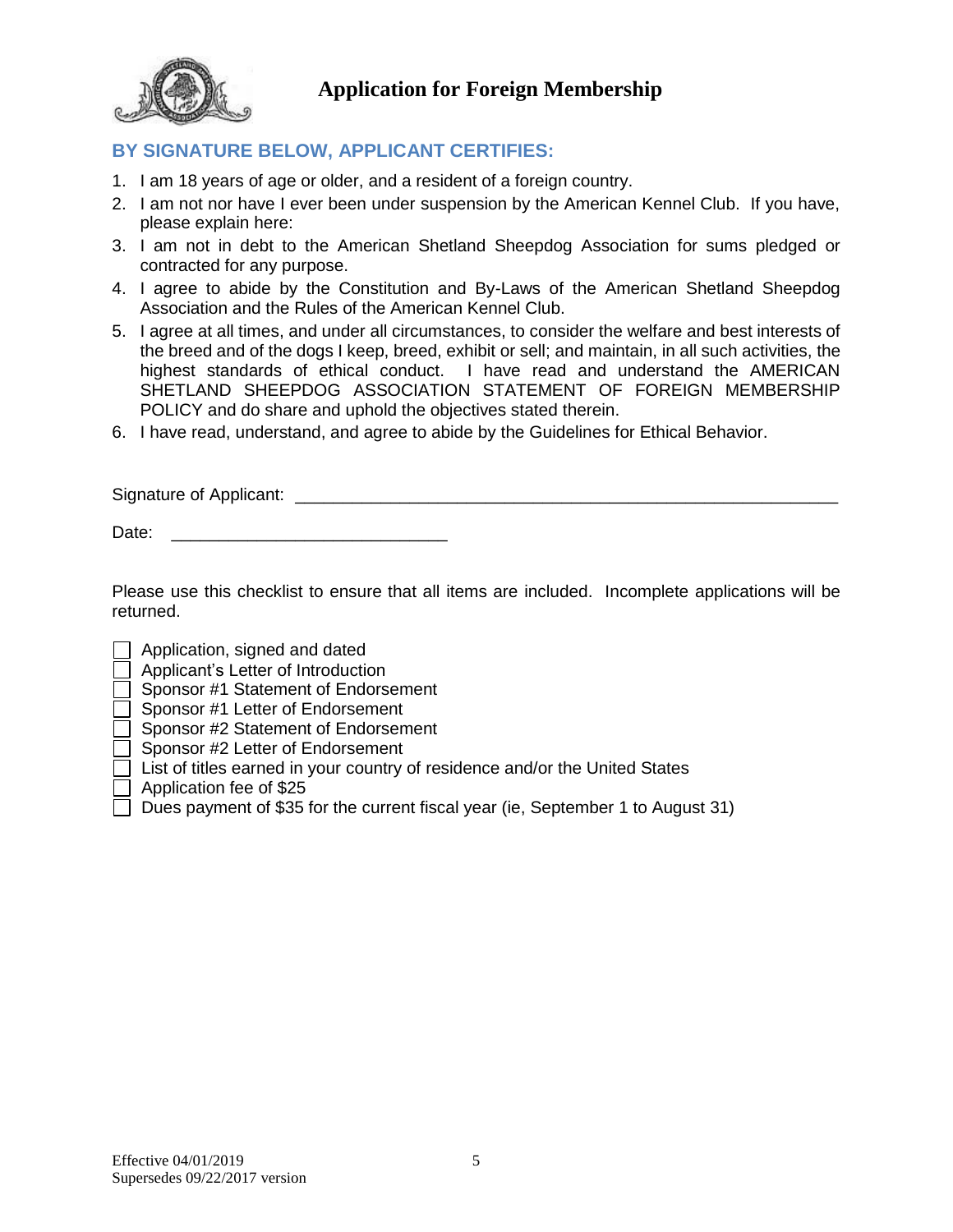# Application for Foreign Membership

## BY SIGNATURE BELOW, APPLICANT CERTIFIES:

1. I am 18 years of age or older, and a resident of a foreign country.
2. I am not nor have I ever been under suspension by the American Kennel Club. If you have, please explain here:
3. I am not in debt to the American Shetland Sheepdog Association for sums pledged or contracted for any purpose.
4. I agree to abide by the Constitution and By-Laws of the American Shetland Sheepdog Association and the Rules of the American Kennel Club.
5. I agree at all times, and under all circumstances, to consider the welfare and best interests of the breed and of the dogs I keep, breed, exhibit or sell; and maintain, in all such activities, the highest standards of ethical conduct. I have read and understand the AMERICAN SHETLAND SHEEPDOG ASSOCIATION STATEMENT OF FOREIGN MEMBERSHIP POLICY and do share and uphold the objectives stated therein.
6. I have read, understand, and agree to abide by the Guidelines for Ethical Behavior.

Signature of Applicant: ___________________________________________________________

Date: ______________________________

Please use this checklist to ensure that all items are included. Incomplete applications will be returned.

- [ ] Application, signed and dated
- [ ] Applicant's Letter of Introduction
- [ ] Sponsor #1 Statement of Endorsement
- [ ] Sponsor #1 Letter of Endorsement
- [ ] Sponsor #2 Statement of Endorsement
- [ ] Sponsor #2 Letter of Endorsement
- [ ] List of titles earned in your country of residence and/or the United States
- [ ] Application fee of $25
- [ ] Dues payment of $35 for the current fiscal year (ie, September 1 to August 31)

Effective 04/01/2019
Supersedes 09/22/2017 version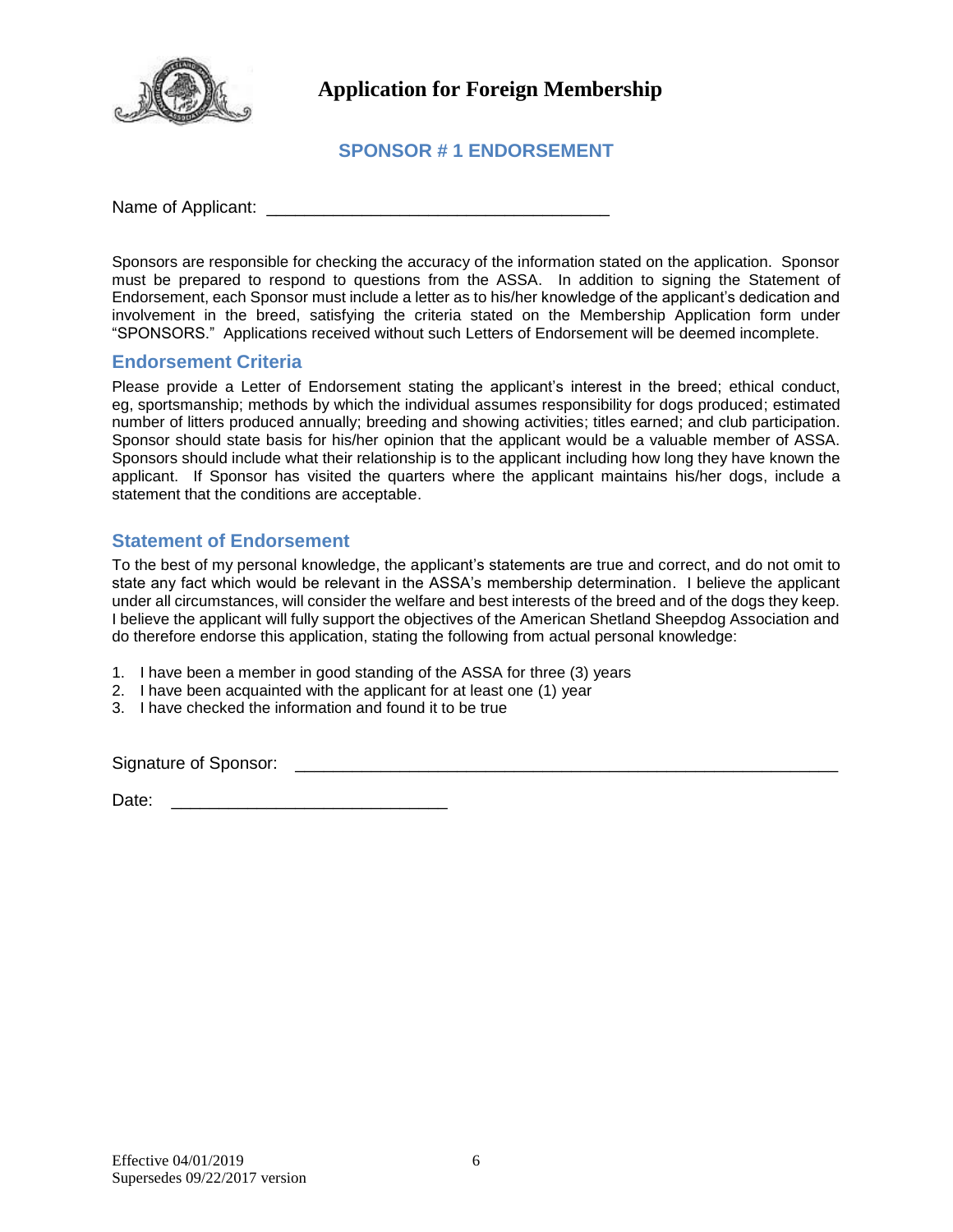# Application for Foreign Membership

## SPONSOR # 1 ENDORSEMENT

Name of Applicant: ___________________________________

Sponsors are responsible for checking the accuracy of the information stated on the application. Sponsor must be prepared to respond to questions from the ASSA. In addition to signing the Statement of Endorsement, each Sponsor must include a letter as to his/her knowledge of the applicant's dedication and involvement in the breed, satisfying the criteria stated on the Membership Application form under "SPONSORS." Applications received without such Letters of Endorsement will be deemed incomplete.

### Endorsement Criteria

Please provide a Letter of Endorsement stating the applicant's interest in the breed; ethical conduct, eg, sportsmanship; methods by which the individual assumes responsibility for dogs produced; estimated number of litters produced annually; breeding and showing activities; titles earned; and club participation. Sponsor should state basis for his/her opinion that the applicant would be a valuable member of ASSA. Sponsors should include what their relationship is to the applicant including how long they have known the applicant. If Sponsor has visited the quarters where the applicant maintains his/her dogs, include a statement that the conditions are acceptable.

### Statement of Endorsement

To the best of my personal knowledge, the applicant's statements are true and correct, and do not omit to state any fact which would be relevant in the ASSA's membership determination. I believe the applicant under all circumstances, will consider the welfare and best interests of the breed and of the dogs they keep. I believe the applicant will fully support the objectives of the American Shetland Sheepdog Association and do therefore endorse this application, stating the following from actual personal knowledge:

1. I have been a member in good standing of the ASSA for three (3) years
2. I have been acquainted with the applicant for at least one (1) year
3. I have checked the information and found it to be true

Signature of Sponsor: ___________________________________________________________

Date: _____________________________

Effective 04/01/2019
Supersedes 09/22/2017 version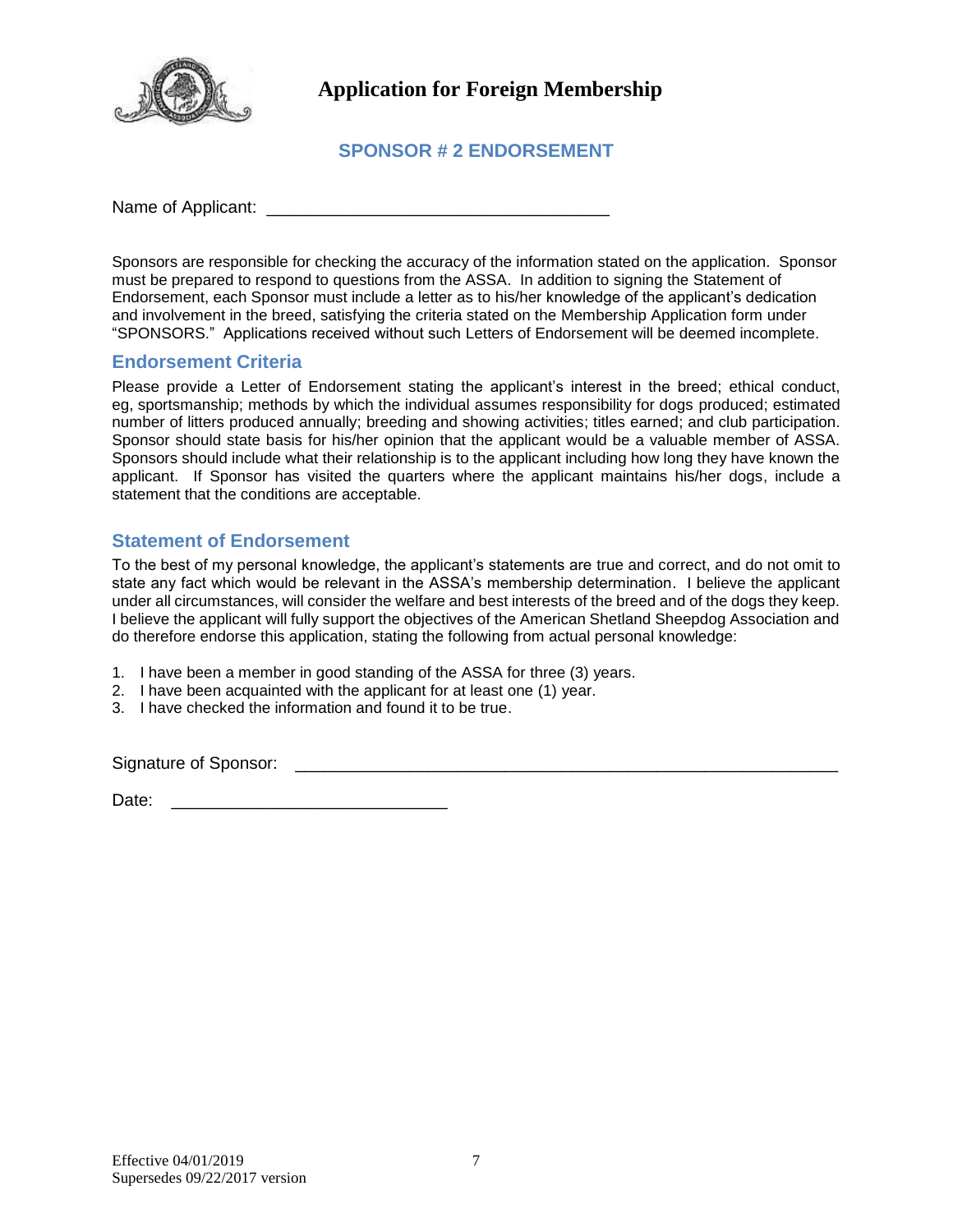# Application for Foreign Membership

## SPONSOR # 2 ENDORSEMENT

Name of Applicant: ___________________________________

Sponsors are responsible for checking the accuracy of the information stated on the application. Sponsor must be prepared to respond to questions from the ASSA. In addition to signing the Statement of Endorsement, each Sponsor must include a letter as to his/her knowledge of the applicant's dedication and involvement in the breed, satisfying the criteria stated on the Membership Application form under "SPONSORS." Applications received without such Letters of Endorsement will be deemed incomplete.

### Endorsement Criteria

Please provide a Letter of Endorsement stating the applicant's interest in the breed; ethical conduct, eg, sportsmanship; methods by which the individual assumes responsibility for dogs produced; estimated number of litters produced annually; breeding and showing activities; titles earned; and club participation. Sponsor should state basis for his/her opinion that the applicant would be a valuable member of ASSA. Sponsors should include what their relationship is to the applicant including how long they have known the applicant. If Sponsor has visited the quarters where the applicant maintains his/her dogs, include a statement that the conditions are acceptable.

### Statement of Endorsement

To the best of my personal knowledge, the applicant's statements are true and correct, and do not omit to state any fact which would be relevant in the ASSA's membership determination. I believe the applicant under all circumstances, will consider the welfare and best interests of the breed and of the dogs they keep. I believe the applicant will fully support the objectives of the American Shetland Sheepdog Association and do therefore endorse this application, stating the following from actual personal knowledge:

1. I have been a member in good standing of the ASSA for three (3) years.
2. I have been acquainted with the applicant for at least one (1) year.
3. I have checked the information and found it to be true.

Signature of Sponsor: ___________________________________________________________

Date: _____________________________

Effective 04/01/2019
Supersedes 09/22/2017 version